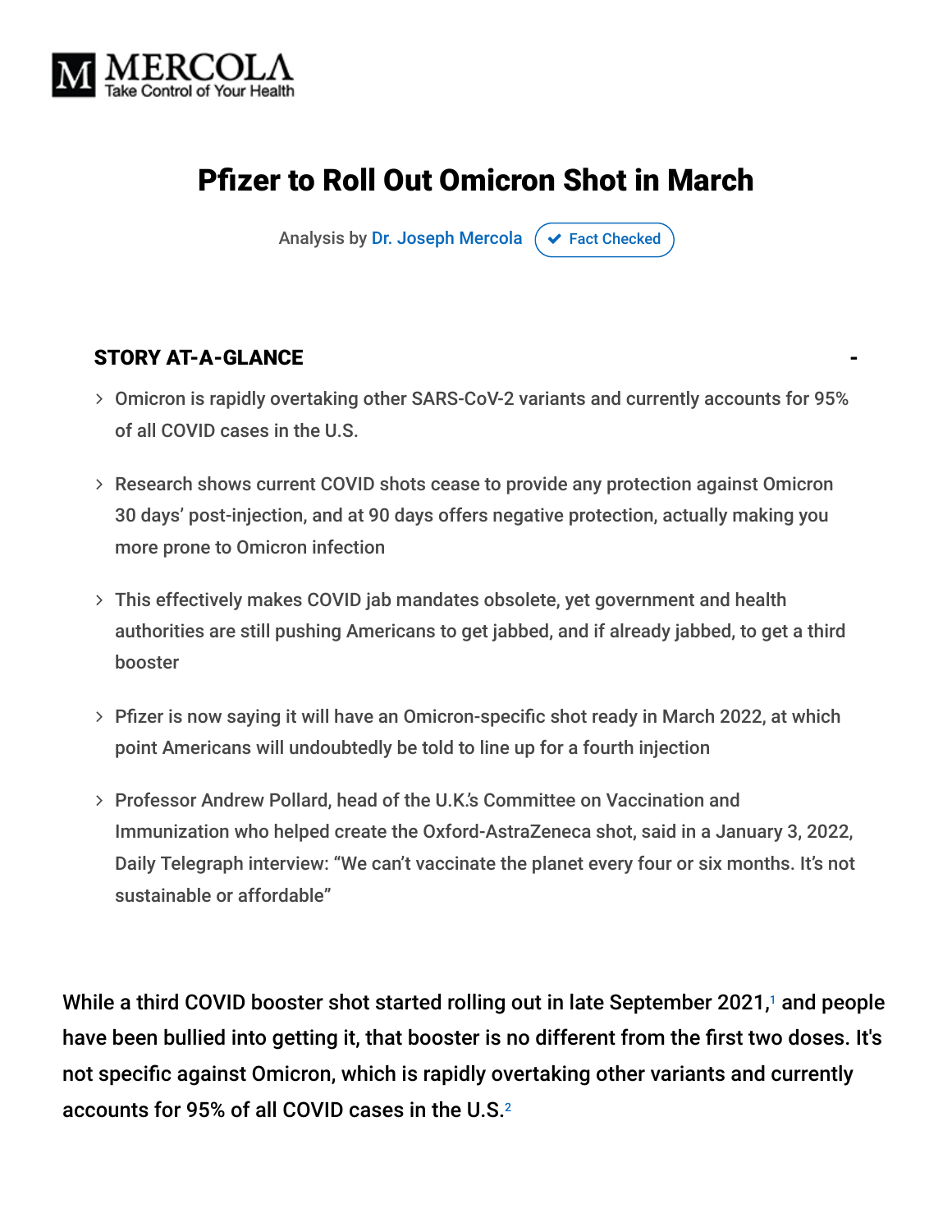MERCOLA
Take Control of Your Health

# Pfizer to Roll Out Omicron Shot in March

Analysis by Dr. Joseph Mercola ✔ Fact Checked

## STORY AT-A-GLANCE

- Omicron is rapidly overtaking other SARS-CoV-2 variants and currently accounts for 95% of all COVID cases in the U.S.
- Research shows current COVID shots cease to provide any protection against Omicron 30 days' post-injection, and at 90 days offers negative protection, actually making you more prone to Omicron infection
- This effectively makes COVID jab mandates obsolete, yet government and health authorities are still pushing Americans to get jabbed, and if already jabbed, to get a third booster
- Pfizer is now saying it will have an Omicron-specific shot ready in March 2022, at which point Americans will undoubtedly be told to line up for a fourth injection
- Professor Andrew Pollard, head of the U.K.'s Committee on Vaccination and Immunization who helped create the Oxford-AstraZeneca shot, said in a January 3, 2022, Daily Telegraph interview: "We can't vaccinate the planet every four or six months. It's not sustainable or affordable"

While a third COVID booster shot started rolling out in late September 2021,[1] and people have been bullied into getting it, that booster is no different from the first two doses. It's not specific against Omicron, which is rapidly overtaking other variants and currently accounts for 95% of all COVID cases in the U.S.[2]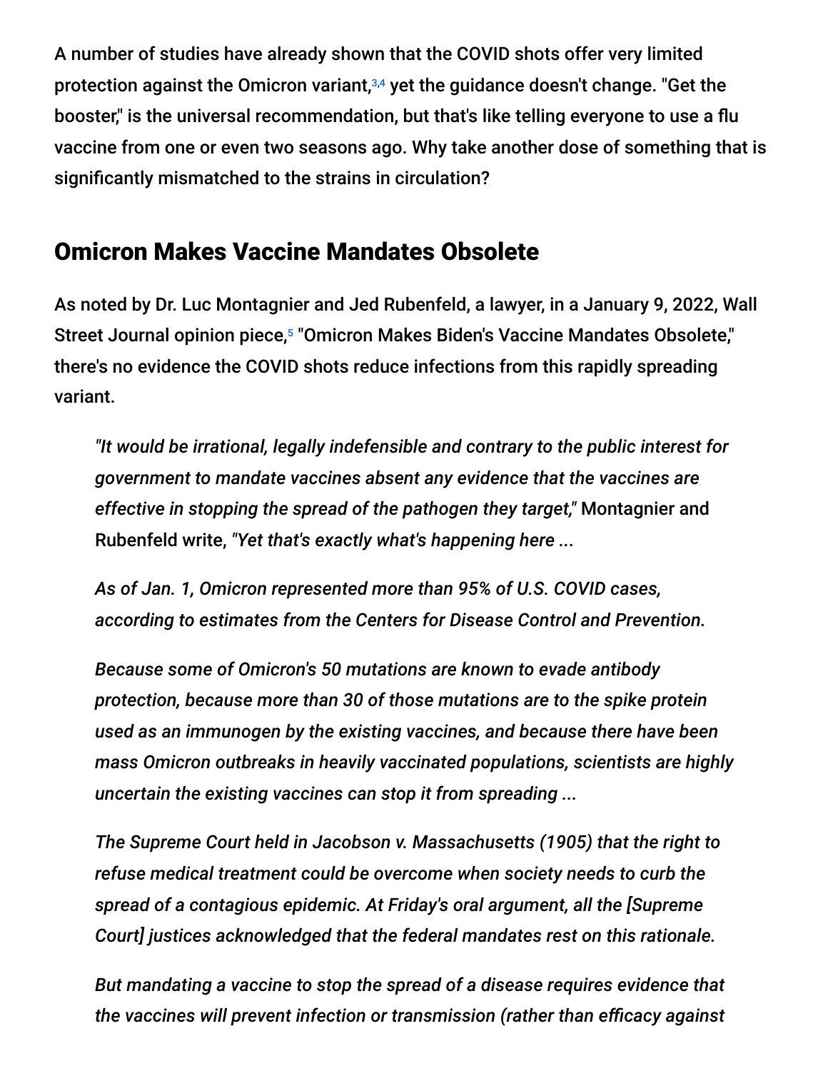A number of studies have already shown that the COVID shots offer very limited protection against the Omicron variant,[3,4] yet the guidance doesn't change. "Get the booster," is the universal recommendation, but that's like telling everyone to use a flu vaccine from one or even two seasons ago. Why take another dose of something that is significantly mismatched to the strains in circulation?

## Omicron Makes Vaccine Mandates Obsolete

As noted by Dr. Luc Montagnier and Jed Rubenfeld, a lawyer, in a January 9, 2022, Wall Street Journal opinion piece,[5] "Omicron Makes Biden's Vaccine Mandates Obsolete," there's no evidence the COVID shots reduce infections from this rapidly spreading variant.

> *"It would be irrational, legally indefensible and contrary to the public interest for government to mandate vaccines absent any evidence that the vaccines are effective in stopping the spread of the pathogen they target,"* Montagnier and Rubenfeld write, *"Yet that's exactly what's happening here ...*
>
> *As of Jan. 1, Omicron represented more than 95% of U.S. COVID cases, according to estimates from the Centers for Disease Control and Prevention.*
>
> *Because some of Omicron's 50 mutations are known to evade antibody protection, because more than 30 of those mutations are to the spike protein used as an immunogen by the existing vaccines, and because there have been mass Omicron outbreaks in heavily vaccinated populations, scientists are highly uncertain the existing vaccines can stop it from spreading ...*
>
> *The Supreme Court held in Jacobson v. Massachusetts (1905) that the right to refuse medical treatment could be overcome when society needs to curb the spread of a contagious epidemic. At Friday's oral argument, all the [Supreme Court] justices acknowledged that the federal mandates rest on this rationale.*
>
> *But mandating a vaccine to stop the spread of a disease requires evidence that the vaccines will prevent infection or transmission (rather than efficacy against*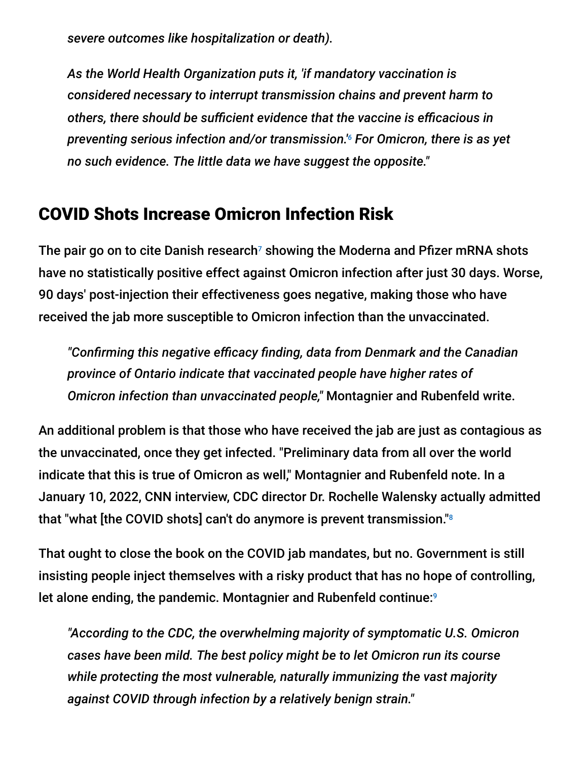*severe outcomes like hospitalization or death).*

> *As the World Health Organization puts it, 'if mandatory vaccination is considered necessary to interrupt transmission chains and prevent harm to others, there should be sufficient evidence that the vaccine is efficacious in preventing serious infection and/or transmission.'[6] For Omicron, there is as yet no such evidence. The little data we have suggest the opposite."*

## COVID Shots Increase Omicron Infection Risk

The pair go on to cite Danish research[7] showing the Moderna and Pfizer mRNA shots have no statistically positive effect against Omicron infection after just 30 days. Worse, 90 days' post-injection their effectiveness goes negative, making those who have received the jab more susceptible to Omicron infection than the unvaccinated.

> *"Confirming this negative efficacy finding, data from Denmark and the Canadian province of Ontario indicate that vaccinated people have higher rates of Omicron infection than unvaccinated people,"* Montagnier and Rubenfeld write.

An additional problem is that those who have received the jab are just as contagious as the unvaccinated, once they get infected. "Preliminary data from all over the world indicate that this is true of Omicron as well," Montagnier and Rubenfeld note. In a January 10, 2022, CNN interview, CDC director Dr. Rochelle Walensky actually admitted that "what [the COVID shots] can't do anymore is prevent transmission."[8]

That ought to close the book on the COVID jab mandates, but no. Government is still insisting people inject themselves with a risky product that has no hope of controlling, let alone ending, the pandemic. Montagnier and Rubenfeld continue:[9]

> *"According to the CDC, the overwhelming majority of symptomatic U.S. Omicron cases have been mild. The best policy might be to let Omicron run its course while protecting the most vulnerable, naturally immunizing the vast majority against COVID through infection by a relatively benign strain."*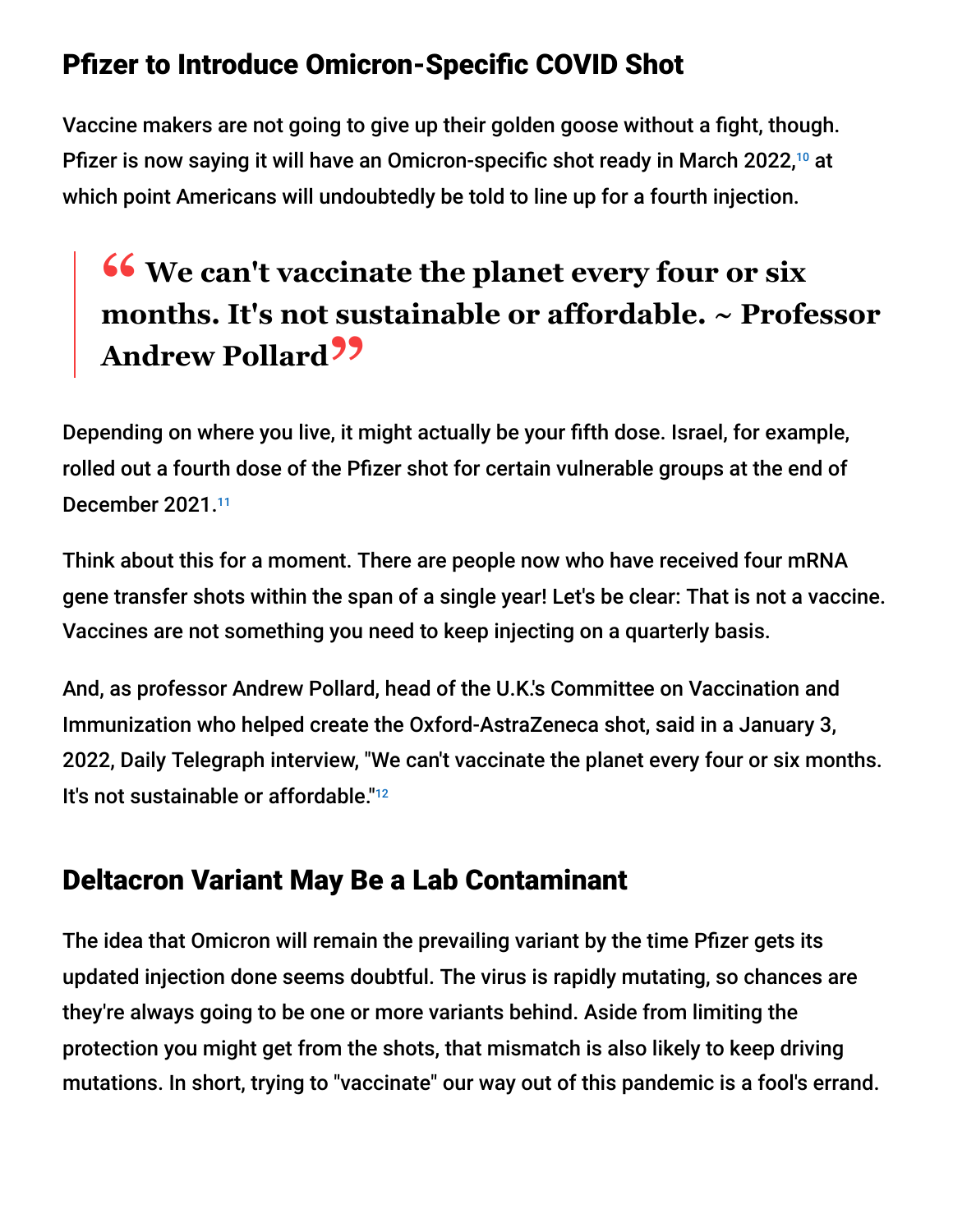## Pfizer to Introduce Omicron-Specific COVID Shot

Vaccine makers are not going to give up their golden goose without a fight, though. Pfizer is now saying it will have an Omicron-specific shot ready in March 2022,[10] at which point Americans will undoubtedly be told to line up for a fourth injection.

> **"We can't vaccinate the planet every four or six months. It's not sustainable or affordable. ~ Professor Andrew Pollard"**

Depending on where you live, it might actually be your fifth dose. Israel, for example, rolled out a fourth dose of the Pfizer shot for certain vulnerable groups at the end of December 2021.[11]

Think about this for a moment. There are people now who have received four mRNA gene transfer shots within the span of a single year! Let's be clear: That is not a vaccine. Vaccines are not something you need to keep injecting on a quarterly basis.

And, as professor Andrew Pollard, head of the U.K.'s Committee on Vaccination and Immunization who helped create the Oxford-AstraZeneca shot, said in a January 3, 2022, Daily Telegraph interview, "We can't vaccinate the planet every four or six months. It's not sustainable or affordable."[12]

## Deltacron Variant May Be a Lab Contaminant

The idea that Omicron will remain the prevailing variant by the time Pfizer gets its updated injection done seems doubtful. The virus is rapidly mutating, so chances are they're always going to be one or more variants behind. Aside from limiting the protection you might get from the shots, that mismatch is also likely to keep driving mutations. In short, trying to "vaccinate" our way out of this pandemic is a fool's errand.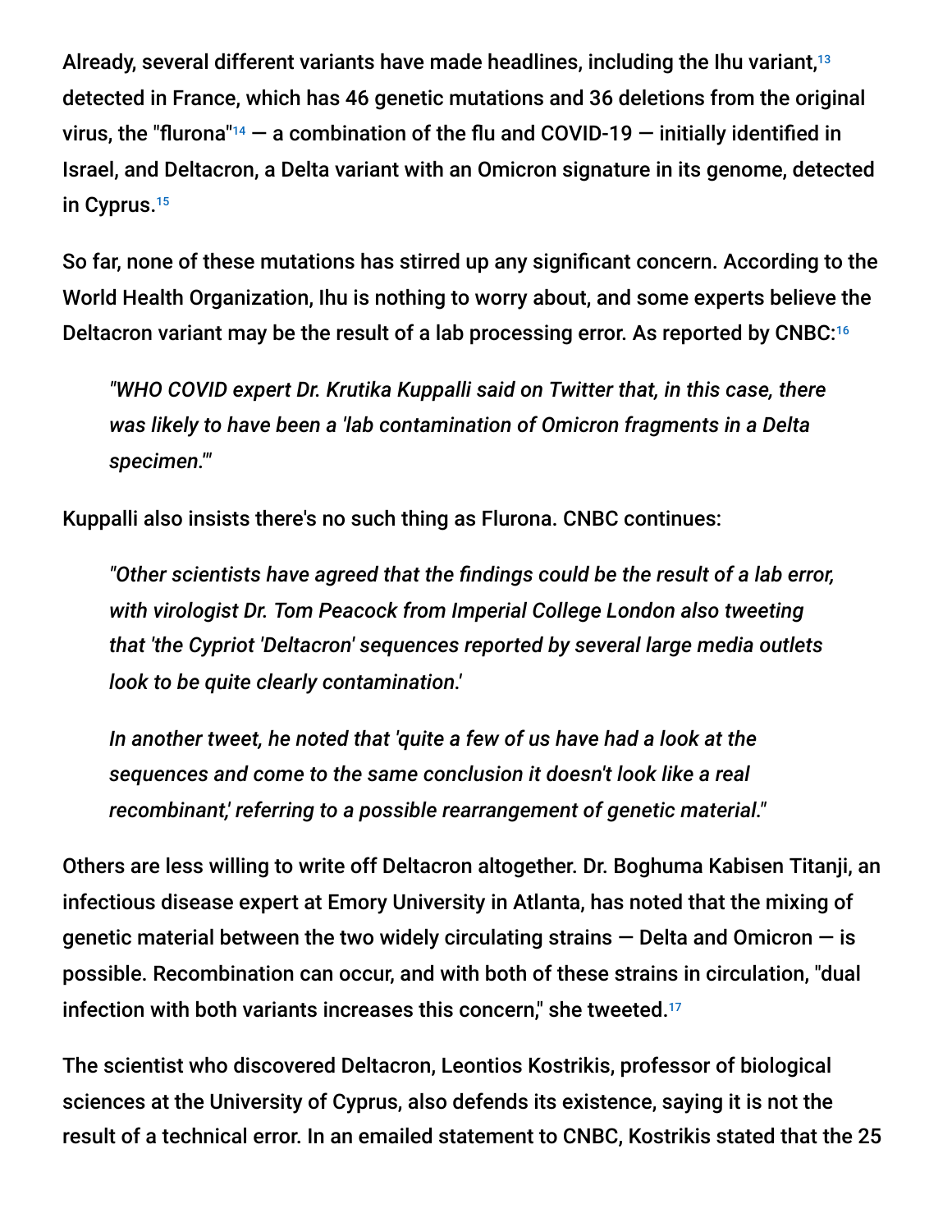Already, several different variants have made headlines, including the Ihu variant,[13] detected in France, which has 46 genetic mutations and 36 deletions from the original virus, the "flurona"[14] — a combination of the flu and COVID-19 — initially identified in Israel, and Deltacron, a Delta variant with an Omicron signature in its genome, detected in Cyprus.[15]

So far, none of these mutations has stirred up any significant concern. According to the World Health Organization, Ihu is nothing to worry about, and some experts believe the Deltacron variant may be the result of a lab processing error. As reported by CNBC:[16]

> *"WHO COVID expert Dr. Krutika Kuppalli said on Twitter that, in this case, there was likely to have been a 'lab contamination of Omicron fragments in a Delta specimen.'"*

Kuppalli also insists there's no such thing as Flurona. CNBC continues:

> *"Other scientists have agreed that the findings could be the result of a lab error, with virologist Dr. Tom Peacock from Imperial College London also tweeting that 'the Cypriot 'Deltacron' sequences reported by several large media outlets look to be quite clearly contamination.'*
>
> *In another tweet, he noted that 'quite a few of us have had a look at the sequences and come to the same conclusion it doesn't look like a real recombinant,' referring to a possible rearrangement of genetic material."*

Others are less willing to write off Deltacron altogether. Dr. Boghuma Kabisen Titanji, an infectious disease expert at Emory University in Atlanta, has noted that the mixing of genetic material between the two widely circulating strains — Delta and Omicron — is possible. Recombination can occur, and with both of these strains in circulation, "dual infection with both variants increases this concern," she tweeted.[17]

The scientist who discovered Deltacron, Leontios Kostrikis, professor of biological sciences at the University of Cyprus, also defends its existence, saying it is not the result of a technical error. In an emailed statement to CNBC, Kostrikis stated that the 25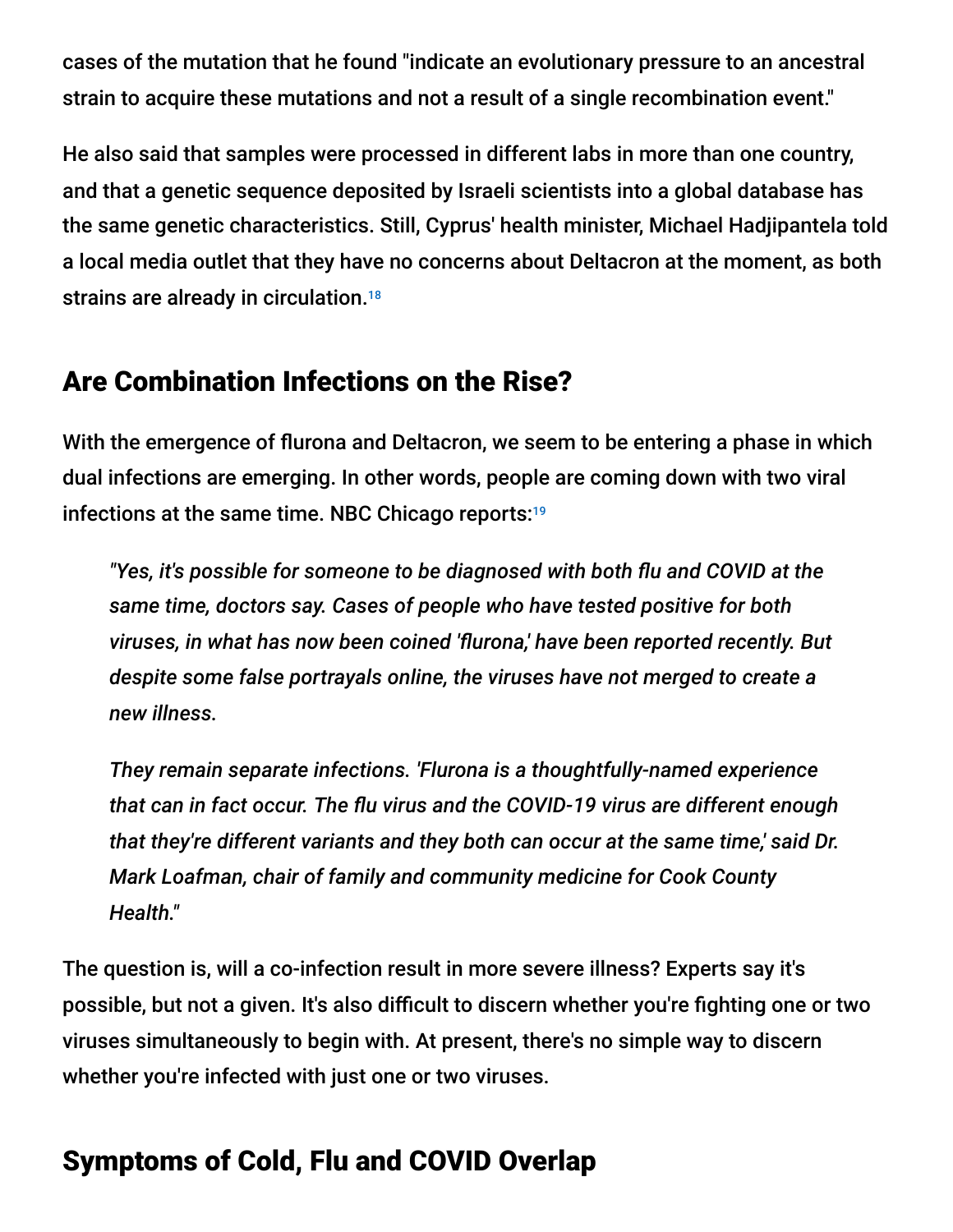cases of the mutation that he found "indicate an evolutionary pressure to an ancestral strain to acquire these mutations and not a result of a single recombination event."

He also said that samples were processed in different labs in more than one country, and that a genetic sequence deposited by Israeli scientists into a global database has the same genetic characteristics. Still, Cyprus' health minister, Michael Hadjipantela told a local media outlet that they have no concerns about Deltacron at the moment, as both strains are already in circulation.[18]

## Are Combination Infections on the Rise?

With the emergence of flurona and Deltacron, we seem to be entering a phase in which dual infections are emerging. In other words, people are coming down with two viral infections at the same time. NBC Chicago reports:[19]

> *"Yes, it's possible for someone to be diagnosed with both flu and COVID at the same time, doctors say. Cases of people who have tested positive for both viruses, in what has now been coined 'flurona,' have been reported recently. But despite some false portrayals online, the viruses have not merged to create a new illness.*
>
> *They remain separate infections. 'Flurona is a thoughtfully-named experience that can in fact occur. The flu virus and the COVID-19 virus are different enough that they're different variants and they both can occur at the same time,' said Dr. Mark Loafman, chair of family and community medicine for Cook County Health."*

The question is, will a co-infection result in more severe illness? Experts say it's possible, but not a given. It's also difficult to discern whether you're fighting one or two viruses simultaneously to begin with. At present, there's no simple way to discern whether you're infected with just one or two viruses.

## Symptoms of Cold, Flu and COVID Overlap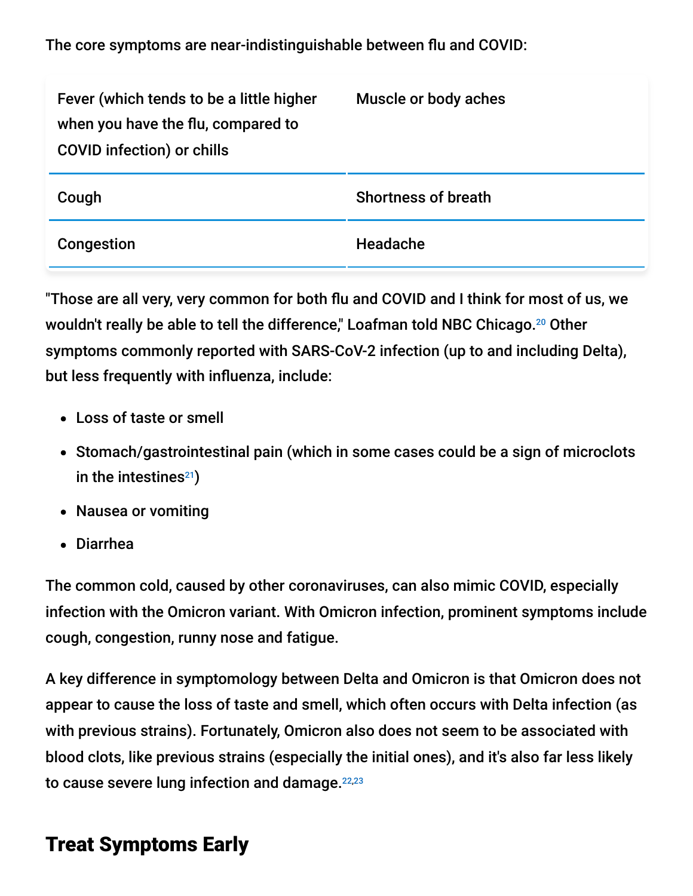The core symptoms are near-indistinguishable between flu and COVID:

| | |
|---|---|
| Fever (which tends to be a little higher when you have the flu, compared to COVID infection) or chills | Muscle or body aches |
| Cough | Shortness of breath |
| Congestion | Headache |

"Those are all very, very common for both flu and COVID and I think for most of us, we wouldn't really be able to tell the difference," Loafman told NBC Chicago.[20] Other symptoms commonly reported with SARS-CoV-2 infection (up to and including Delta), but less frequently with influenza, include:

- Loss of taste or smell
- Stomach/gastrointestinal pain (which in some cases could be a sign of microclots in the intestines[21])
- Nausea or vomiting
- Diarrhea

The common cold, caused by other coronaviruses, can also mimic COVID, especially infection with the Omicron variant. With Omicron infection, prominent symptoms include cough, congestion, runny nose and fatigue.

A key difference in symptomology between Delta and Omicron is that Omicron does not appear to cause the loss of taste and smell, which often occurs with Delta infection (as with previous strains). Fortunately, Omicron also does not seem to be associated with blood clots, like previous strains (especially the initial ones), and it's also far less likely to cause severe lung infection and damage.[22,23]

## Treat Symptoms Early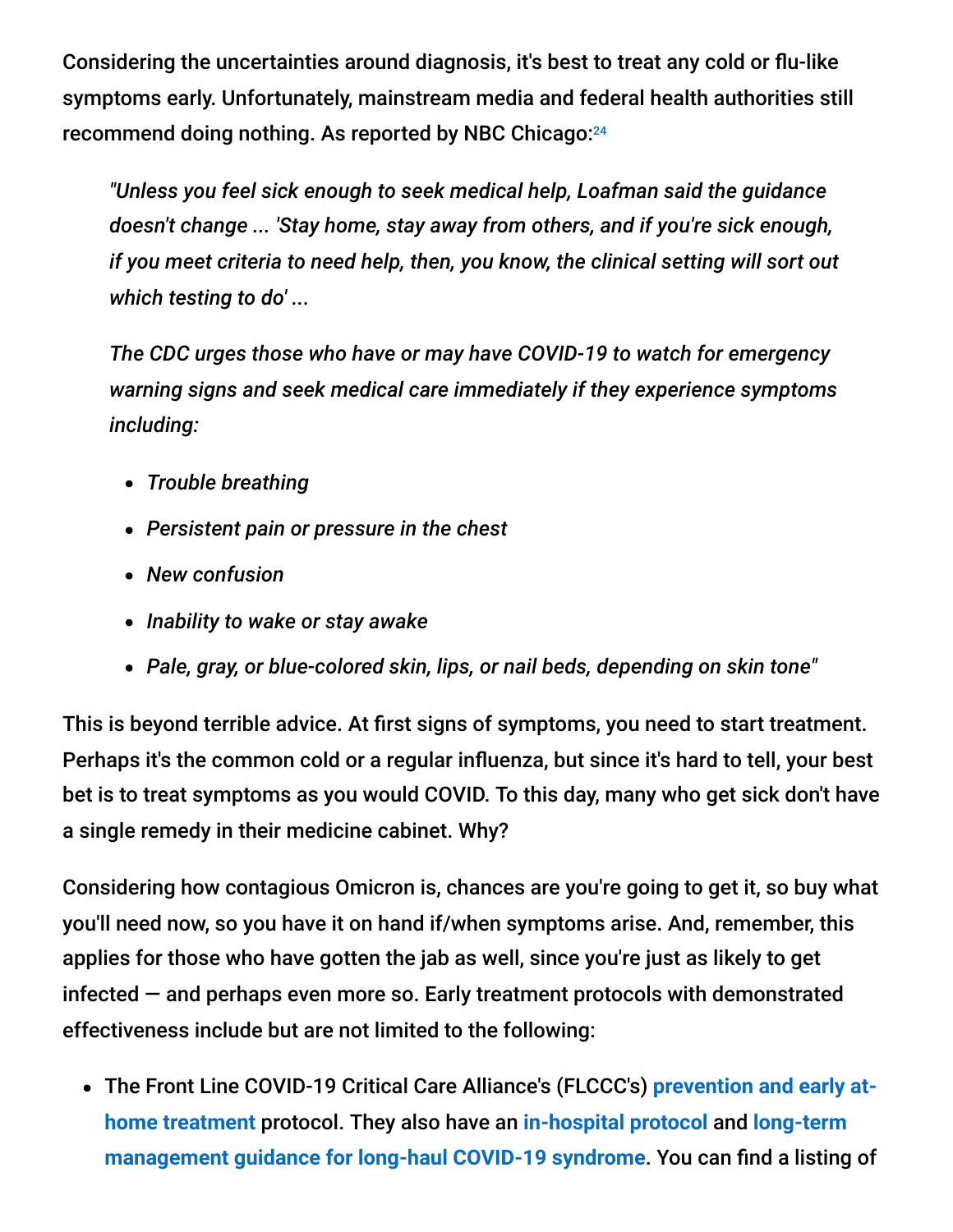Considering the uncertainties around diagnosis, it's best to treat any cold or flu-like symptoms early. Unfortunately, mainstream media and federal health authorities still recommend doing nothing. As reported by NBC Chicago:[24]

> *"Unless you feel sick enough to seek medical help, Loafman said the guidance doesn't change ... 'Stay home, stay away from others, and if you're sick enough, if you meet criteria to need help, then, you know, the clinical setting will sort out which testing to do' ...*
>
> *The CDC urges those who have or may have COVID-19 to watch for emergency warning signs and seek medical care immediately if they experience symptoms including:*
>
> - *Trouble breathing*
> - *Persistent pain or pressure in the chest*
> - *New confusion*
> - *Inability to wake or stay awake*
> - *Pale, gray, or blue-colored skin, lips, or nail beds, depending on skin tone"*

This is beyond terrible advice. At first signs of symptoms, you need to start treatment. Perhaps it's the common cold or a regular influenza, but since it's hard to tell, your best bet is to treat symptoms as you would COVID. To this day, many who get sick don't have a single remedy in their medicine cabinet. Why?

Considering how contagious Omicron is, chances are you're going to get it, so buy what you'll need now, so you have it on hand if/when symptoms arise. And, remember, this applies for those who have gotten the jab as well, since you're just as likely to get infected — and perhaps even more so. Early treatment protocols with demonstrated effectiveness include but are not limited to the following:

- The Front Line COVID-19 Critical Care Alliance's (FLCCC's) **prevention and early at-home treatment** protocol. They also have an **in-hospital protocol** and **long-term management guidance for long-haul COVID-19 syndrome**. You can find a listing of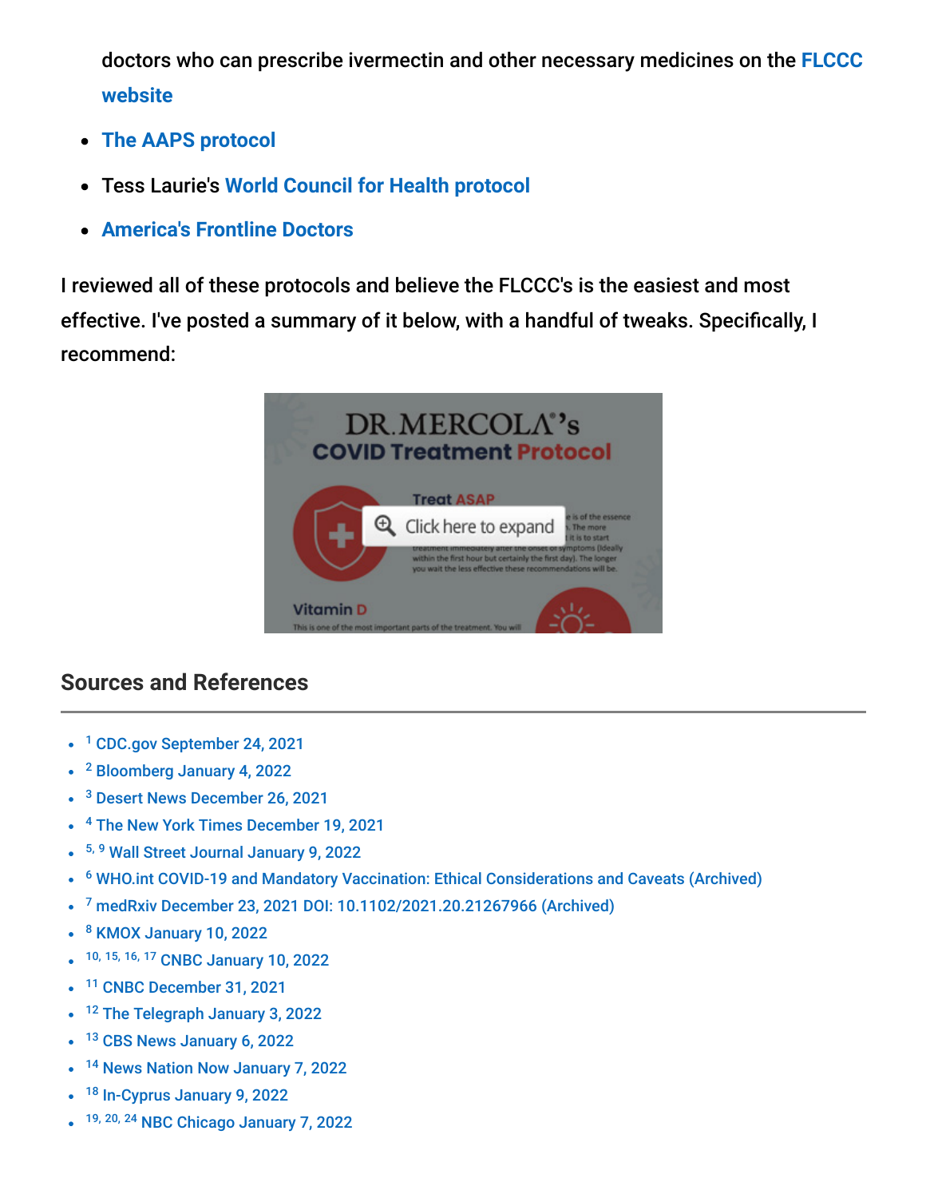doctors who can prescribe ivermectin and other necessary medicines on the FLCCC website

- The AAPS protocol
- Tess Laurie's World Council for Health protocol
- America's Frontline Doctors

I reviewed all of these protocols and believe the FLCCC's is the easiest and most effective. I've posted a summary of it below, with a handful of tweaks. Specifically, I recommend:

## Sources and References

- [1] CDC.gov September 24, 2021
- [2] Bloomberg January 4, 2022
- [3] Desert News December 26, 2021
- [4] The New York Times December 19, 2021
- [5, 9] Wall Street Journal January 9, 2022
- [6] WHO.int COVID-19 and Mandatory Vaccination: Ethical Considerations and Caveats (Archived)
- [7] medRxiv December 23, 2021 DOI: 10.1102/2021.20.21267966 (Archived)
- [8] KMOX January 10, 2022
- [10, 15, 16, 17] CNBC January 10, 2022
- [11] CNBC December 31, 2021
- [12] The Telegraph January 3, 2022
- [13] CBS News January 6, 2022
- [14] News Nation Now January 7, 2022
- [18] In-Cyprus January 9, 2022
- [19, 20, 24] NBC Chicago January 7, 2022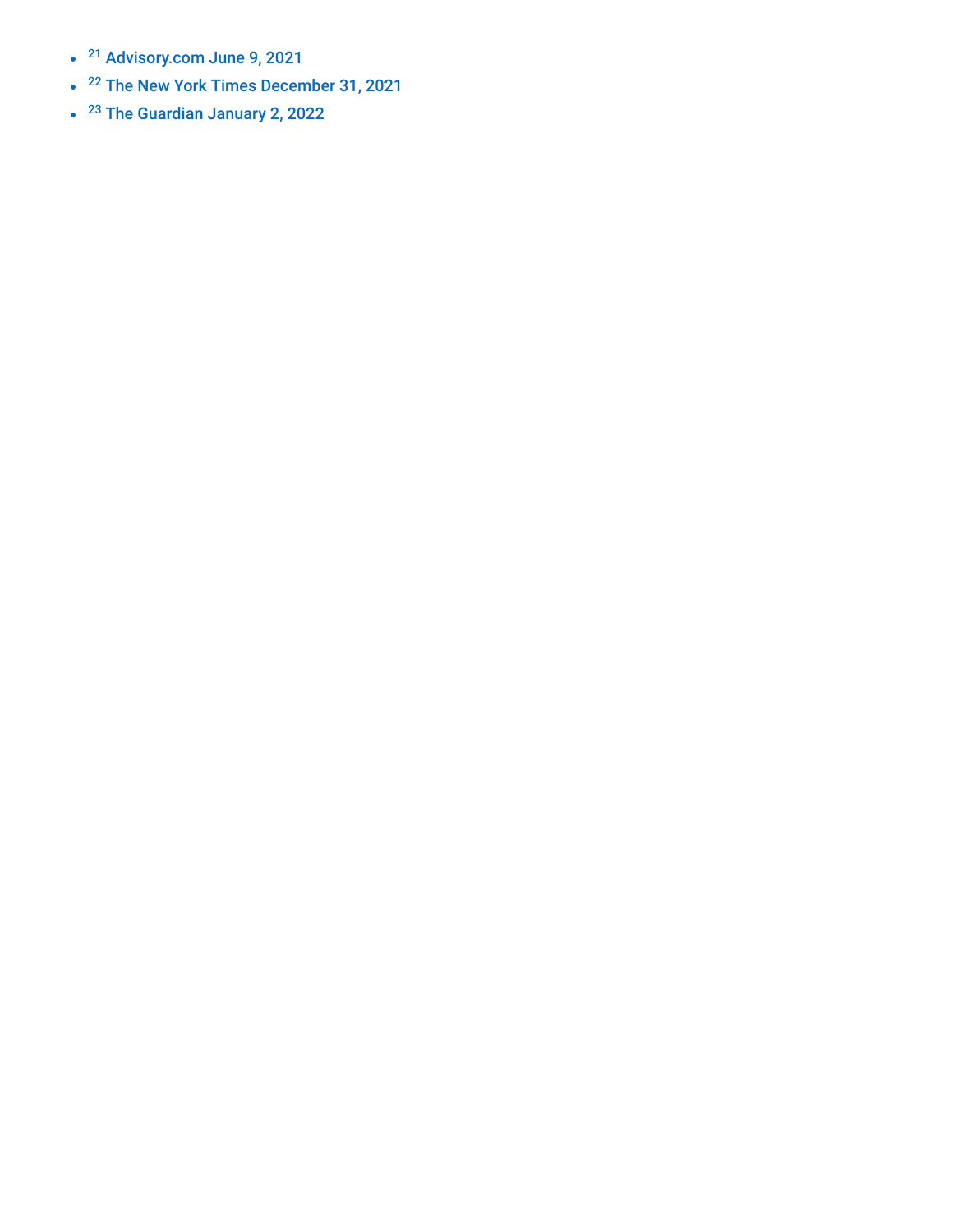- [21] Advisory.com June 9, 2021
- [22] The New York Times December 31, 2021
- [23] The Guardian January 2, 2022